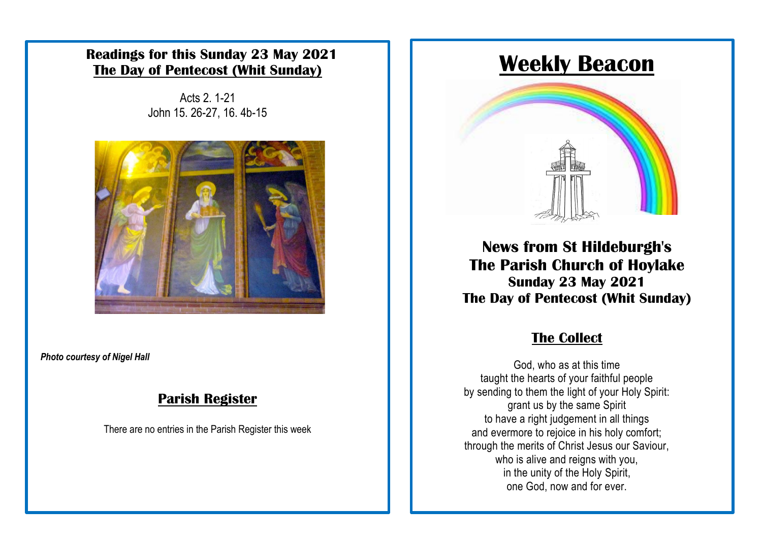## Readings for this Sunday 23 May 2021
## The Day of Pentecost (Whit Sunday)

Acts 2. 1-21
John 15. 26-27, 16. 4b-15

*Photo courtesy of Nigel Hall*

## Parish Register

There are no entries in the Parish Register this week

# Weekly Beacon

## News from St Hildeburgh's
## The Parish Church of Hoylake
### Sunday 23 May 2021
### The Day of Pentecost (Whit Sunday)

## The Collect

God, who as at this time
taught the hearts of your faithful people
by sending to them the light of your Holy Spirit:
grant us by the same Spirit
to have a right judgement in all things
and evermore to rejoice in his holy comfort;
through the merits of Christ Jesus our Saviour,
who is alive and reigns with you,
in the unity of the Holy Spirit,
one God, now and for ever.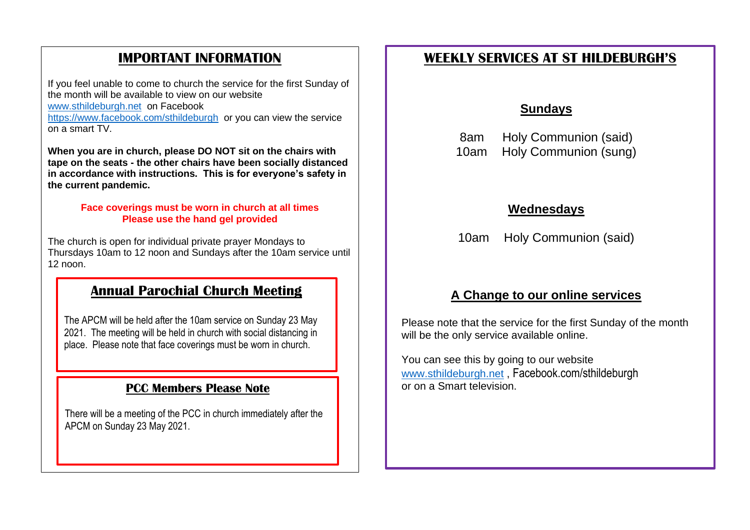## IMPORTANT INFORMATION

If you feel unable to come to church the service for the first Sunday of the month will be available to view on our website www.sthildeburgh.net on Facebook https://www.facebook.com/sthildeburgh or you can view the service on a smart TV.

**When you are in church, please DO NOT sit on the chairs with tape on the seats - the other chairs have been socially distanced in accordance with instructions. This is for everyone's safety in the current pandemic.**

**Face coverings must be worn in church at all times**
**Please use the hand gel provided**

The church is open for individual private prayer Mondays to Thursdays 10am to 12 noon and Sundays after the 10am service until 12 noon.

### Annual Parochial Church Meeting

The APCM will be held after the 10am service on Sunday 23 May 2021. The meeting will be held in church with social distancing in place. Please note that face coverings must be worn in church.

### PCC Members Please Note

There will be a meeting of the PCC in church immediately after the APCM on Sunday 23 May 2021.

## WEEKLY SERVICES AT ST HILDEBURGH'S

### Sundays

8am Holy Communion (said)
10am Holy Communion (sung)

### Wednesdays

10am Holy Communion (said)

### A Change to our online services

Please note that the service for the first Sunday of the month will be the only service available online.

You can see this by going to our website www.sthildeburgh.net , Facebook.com/sthildeburgh or on a Smart television.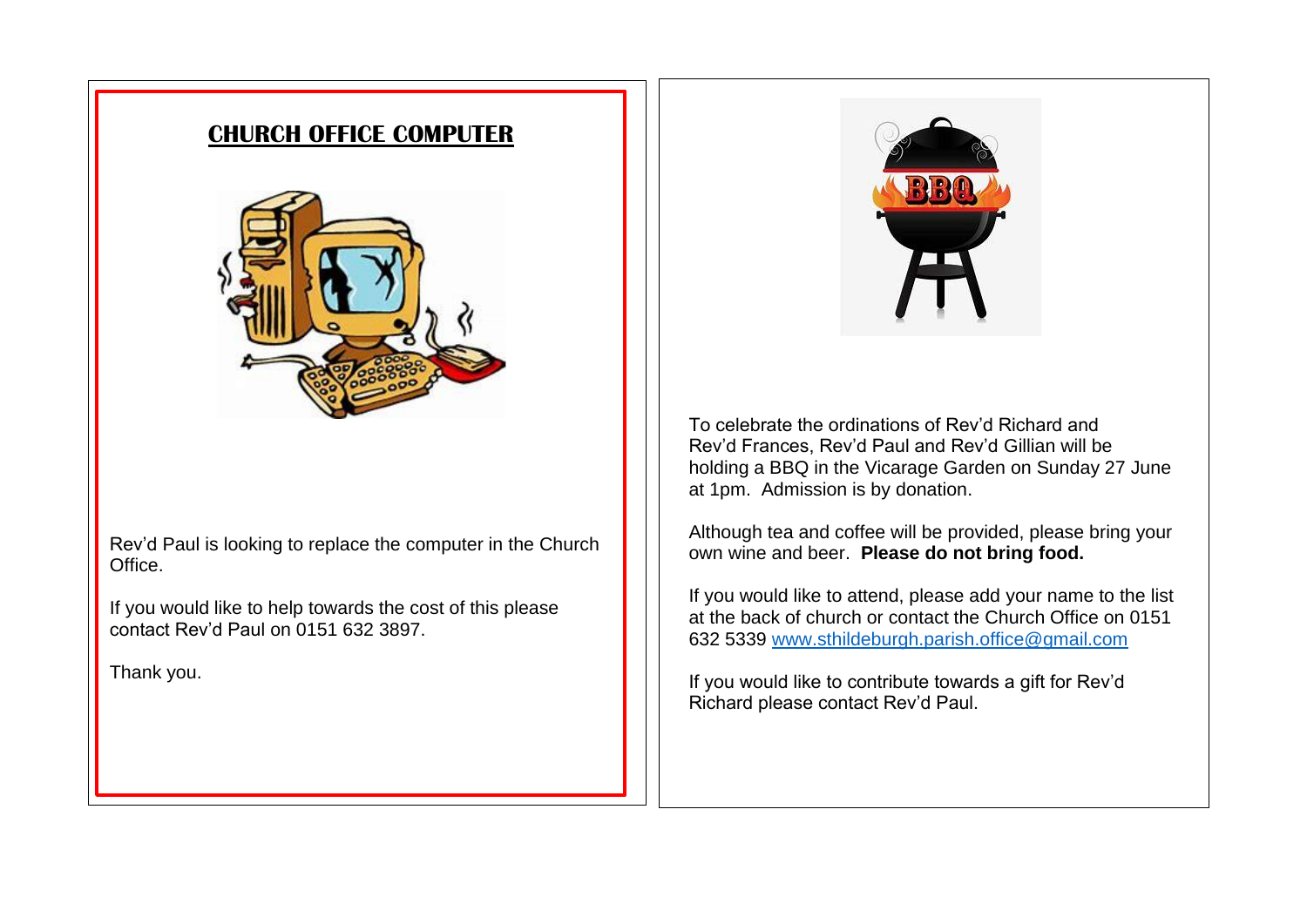## CHURCH OFFICE COMPUTER

Rev'd Paul is looking to replace the computer in the Church Office.

If you would like to help towards the cost of this please contact Rev'd Paul on 0151 632 3897.

Thank you.

To celebrate the ordinations of Rev'd Richard and Rev'd Frances, Rev'd Paul and Rev'd Gillian will be holding a BBQ in the Vicarage Garden on Sunday 27 June at 1pm. Admission is by donation.

Although tea and coffee will be provided, please bring your own wine and beer. **Please do not bring food.**

If you would like to attend, please add your name to the list at the back of church or contact the Church Office on 0151 632 5339 www.sthildeburgh.parish.office@gmail.com

If you would like to contribute towards a gift for Rev'd Richard please contact Rev'd Paul.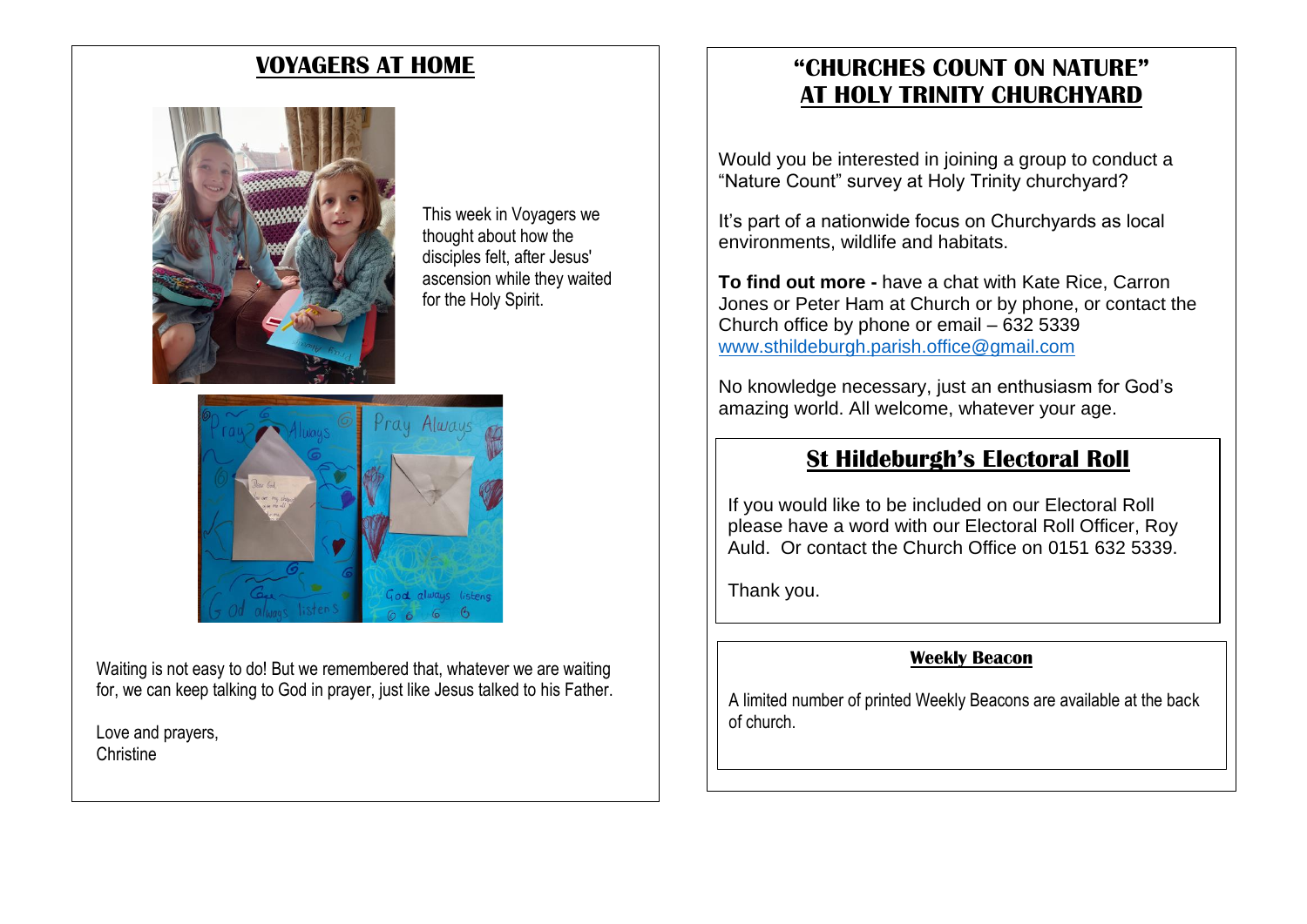## VOYAGERS AT HOME

This week in Voyagers we thought about how the disciples felt, after Jesus' ascension while they waited for the Holy Spirit.

Waiting is not easy to do! But we remembered that, whatever we are waiting for, we can keep talking to God in prayer, just like Jesus talked to his Father.

Love and prayers,
Christine

## "CHURCHES COUNT ON NATURE" AT HOLY TRINITY CHURCHYARD

Would you be interested in joining a group to conduct a "Nature Count" survey at Holy Trinity churchyard?

It's part of a nationwide focus on Churchyards as local environments, wildlife and habitats.

**To find out more -** have a chat with Kate Rice, Carron Jones or Peter Ham at Church or by phone, or contact the Church office by phone or email – 632 5339
www.sthildeburgh.parish.office@gmail.com

No knowledge necessary, just an enthusiasm for God's amazing world. All welcome, whatever your age.

## St Hildeburgh's Electoral Roll

If you would like to be included on our Electoral Roll please have a word with our Electoral Roll Officer, Roy Auld. Or contact the Church Office on 0151 632 5339.

Thank you.

### Weekly Beacon

A limited number of printed Weekly Beacons are available at the back of church.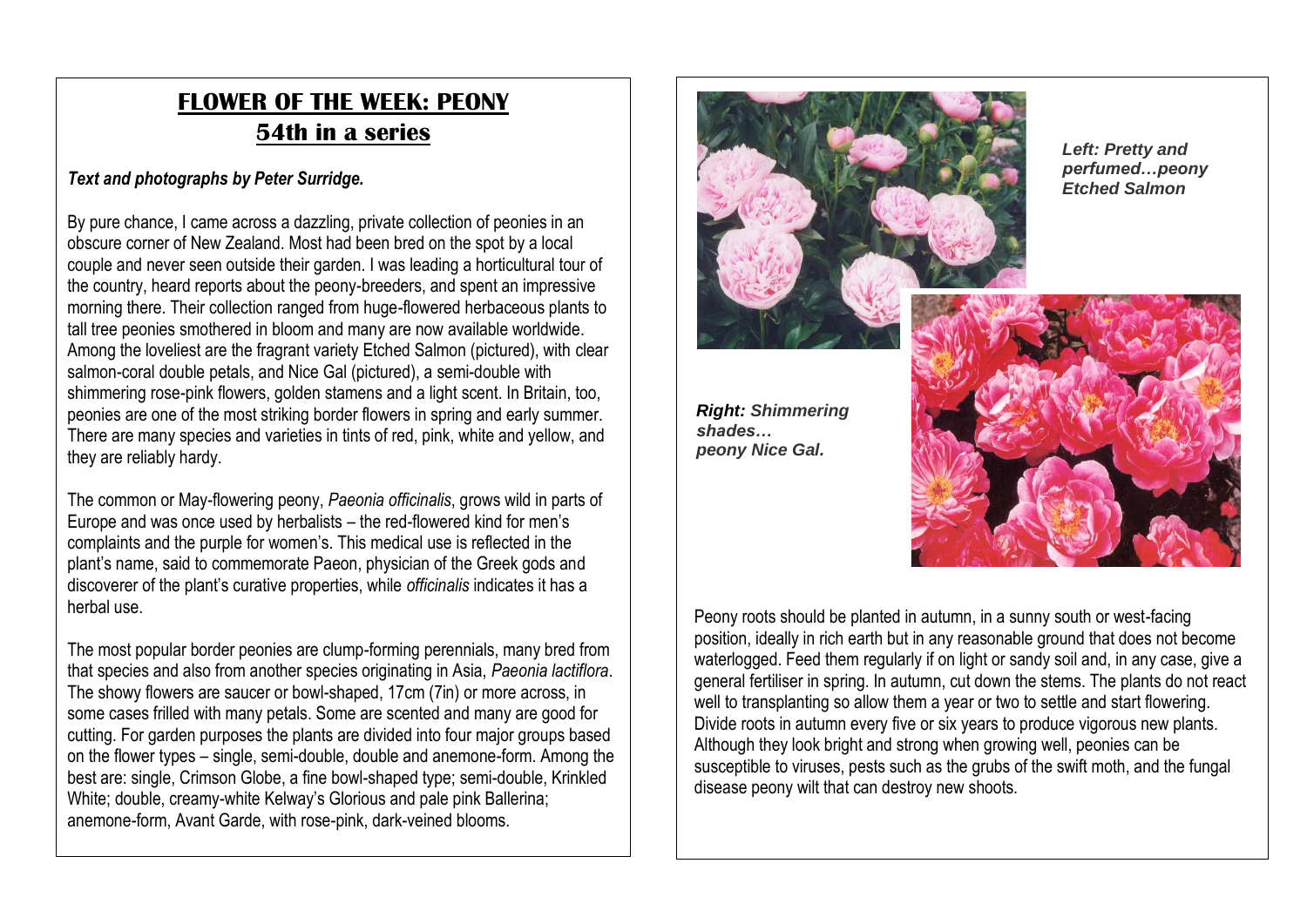# FLOWER OF THE WEEK: PEONY

## 54th in a series

***Text and photographs by Peter Surridge.***

By pure chance, I came across a dazzling, private collection of peonies in an obscure corner of New Zealand. Most had been bred on the spot by a local couple and never seen outside their garden. I was leading a horticultural tour of the country, heard reports about the peony-breeders, and spent an impressive morning there. Their collection ranged from huge-flowered herbaceous plants to tall tree peonies smothered in bloom and many are now available worldwide. Among the loveliest are the fragrant variety Etched Salmon (pictured), with clear salmon-coral double petals, and Nice Gal (pictured), a semi-double with shimmering rose-pink flowers, golden stamens and a light scent. In Britain, too, peonies are one of the most striking border flowers in spring and early summer. There are many species and varieties in tints of red, pink, white and yellow, and they are reliably hardy.

The common or May-flowering peony, *Paeonia officinalis*, grows wild in parts of Europe and was once used by herbalists – the red-flowered kind for men's complaints and the purple for women's. This medical use is reflected in the plant's name, said to commemorate Paeon, physician of the Greek gods and discoverer of the plant's curative properties, while *officinalis* indicates it has a herbal use.

The most popular border peonies are clump-forming perennials, many bred from that species and also from another species originating in Asia, *Paeonia lactiflora*. The showy flowers are saucer or bowl-shaped, 17cm (7in) or more across, in some cases frilled with many petals. Some are scented and many are good for cutting. For garden purposes the plants are divided into four major groups based on the flower types – single, semi-double, double and anemone-form. Among the best are: single, Crimson Globe, a fine bowl-shaped type; semi-double, Krinkled White; double, creamy-white Kelway's Glorious and pale pink Ballerina; anemone-form, Avant Garde, with rose-pink, dark-veined blooms.

***Left: Pretty and perfumed…peony Etched Salmon***

***Right: Shimmering shades… peony Nice Gal.***

Peony roots should be planted in autumn, in a sunny south or west-facing position, ideally in rich earth but in any reasonable ground that does not become waterlogged. Feed them regularly if on light or sandy soil and, in any case, give a general fertiliser in spring. In autumn, cut down the stems. The plants do not react well to transplanting so allow them a year or two to settle and start flowering. Divide roots in autumn every five or six years to produce vigorous new plants. Although they look bright and strong when growing well, peonies can be susceptible to viruses, pests such as the grubs of the swift moth, and the fungal disease peony wilt that can destroy new shoots.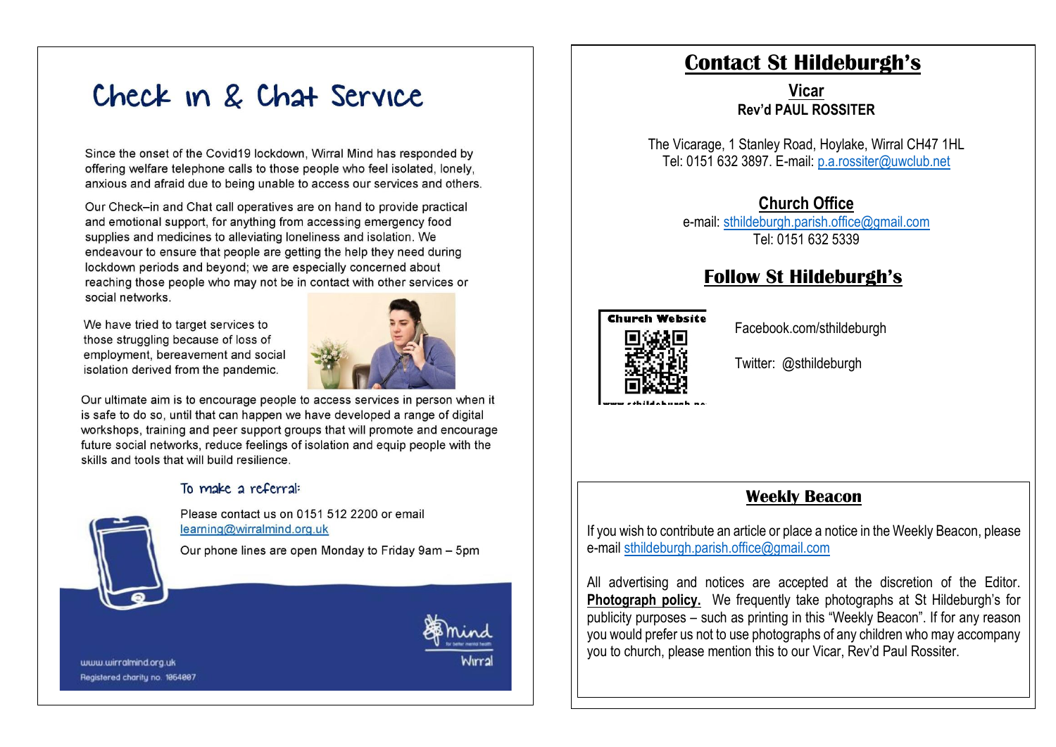# Check in & Chat Service

Since the onset of the Covid19 lockdown, Wirral Mind has responded by offering welfare telephone calls to those people who feel isolated, lonely, anxious and afraid due to being unable to access our services and others.

Our Check–in and Chat call operatives are on hand to provide practical and emotional support, for anything from accessing emergency food supplies and medicines to alleviating loneliness and isolation. We endeavour to ensure that people are getting the help they need during lockdown periods and beyond; we are especially concerned about reaching those people who may not be in contact with other services or social networks.

We have tried to target services to those struggling because of loss of employment, bereavement and social isolation derived from the pandemic.

Our ultimate aim is to encourage people to access services in person when it is safe to do so, until that can happen we have developed a range of digital workshops, training and peer support groups that will promote and encourage future social networks, reduce feelings of isolation and equip people with the skills and tools that will build resilience.

### To make a referral:

Please contact us on 0151 512 2200 or email learning@wirralmind.org.uk

Our phone lines are open Monday to Friday 9am – 5pm

www.wirralmind.org.uk
Registered charity no. 1064007

mind — for better mental health — Wirral

## Contact St Hildeburgh's

### Vicar

**Rev'd PAUL ROSSITER**

The Vicarage, 1 Stanley Road, Hoylake, Wirral CH47 1HL
Tel: 0151 632 3897. E-mail: p.a.rossiter@uwclub.net

### Church Office

e-mail: sthildeburgh.parish.office@gmail.com
Tel: 0151 632 5339

## Follow St Hildeburgh's

Church Website

Facebook.com/sthildeburgh

Twitter: @sthildeburgh

## Weekly Beacon

If you wish to contribute an article or place a notice in the Weekly Beacon, please e-mail sthildeburgh.parish.office@gmail.com

All advertising and notices are accepted at the discretion of the Editor. **Photograph policy.** We frequently take photographs at St Hildeburgh's for publicity purposes – such as printing in this "Weekly Beacon". If for any reason you would prefer us not to use photographs of any children who may accompany you to church, please mention this to our Vicar, Rev'd Paul Rossiter.